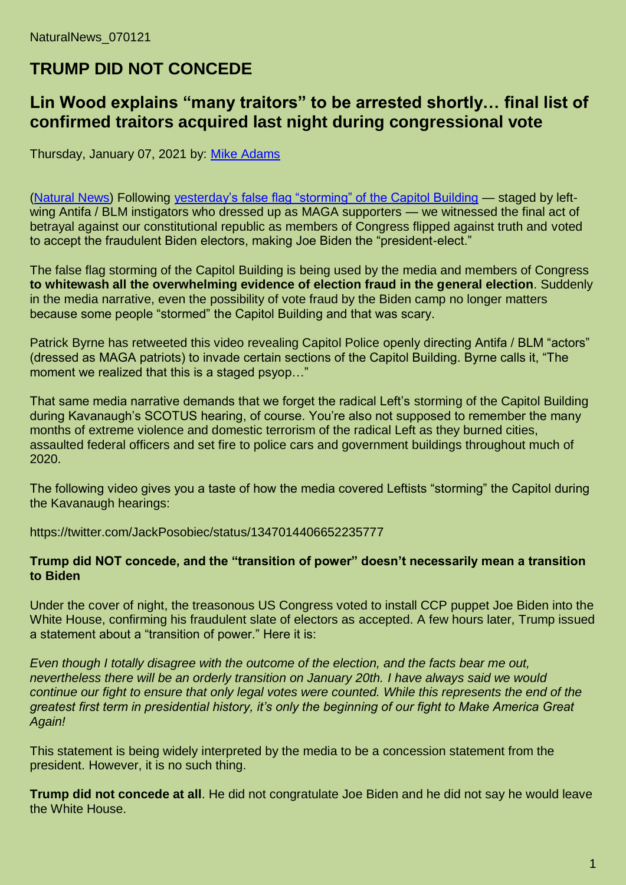NaturalNews_070121

## TRUMP DID NOT CONCEDE

## Lin Wood explains "many traitors" to be arrested shortly… final list of confirmed traitors acquired last night during congressional vote

Thursday, January 07, 2021 by: Mike Adams

(Natural News) Following yesterday's false flag "storming" of the Capitol Building — staged by left-wing Antifa / BLM instigators who dressed up as MAGA supporters — we witnessed the final act of betrayal against our constitutional republic as members of Congress flipped against truth and voted to accept the fraudulent Biden electors, making Joe Biden the "president-elect."

The false flag storming of the Capitol Building is being used by the media and members of Congress **to whitewash all the overwhelming evidence of election fraud in the general election**. Suddenly in the media narrative, even the possibility of vote fraud by the Biden camp no longer matters because some people "stormed" the Capitol Building and that was scary.

Patrick Byrne has retweeted this video revealing Capitol Police openly directing Antifa / BLM "actors" (dressed as MAGA patriots) to invade certain sections of the Capitol Building. Byrne calls it, "The moment we realized that this is a staged psyop…"

That same media narrative demands that we forget the radical Left's storming of the Capitol Building during Kavanaugh's SCOTUS hearing, of course. You're also not supposed to remember the many months of extreme violence and domestic terrorism of the radical Left as they burned cities, assaulted federal officers and set fire to police cars and government buildings throughout much of 2020.

The following video gives you a taste of how the media covered Leftists "storming" the Capitol during the Kavanaugh hearings:

https://twitter.com/JackPosobiec/status/1347014406652235777

**Trump did NOT concede, and the "transition of power" doesn't necessarily mean a transition to Biden**

Under the cover of night, the treasonous US Congress voted to install CCP puppet Joe Biden into the White House, confirming his fraudulent slate of electors as accepted. A few hours later, Trump issued a statement about a "transition of power." Here it is:

*Even though I totally disagree with the outcome of the election, and the facts bear me out, nevertheless there will be an orderly transition on January 20th. I have always said we would continue our fight to ensure that only legal votes were counted. While this represents the end of the greatest first term in presidential history, it's only the beginning of our fight to Make America Great Again!*

This statement is being widely interpreted by the media to be a concession statement from the president. However, it is no such thing.

**Trump did not concede at all**. He did not congratulate Joe Biden and he did not say he would leave the White House.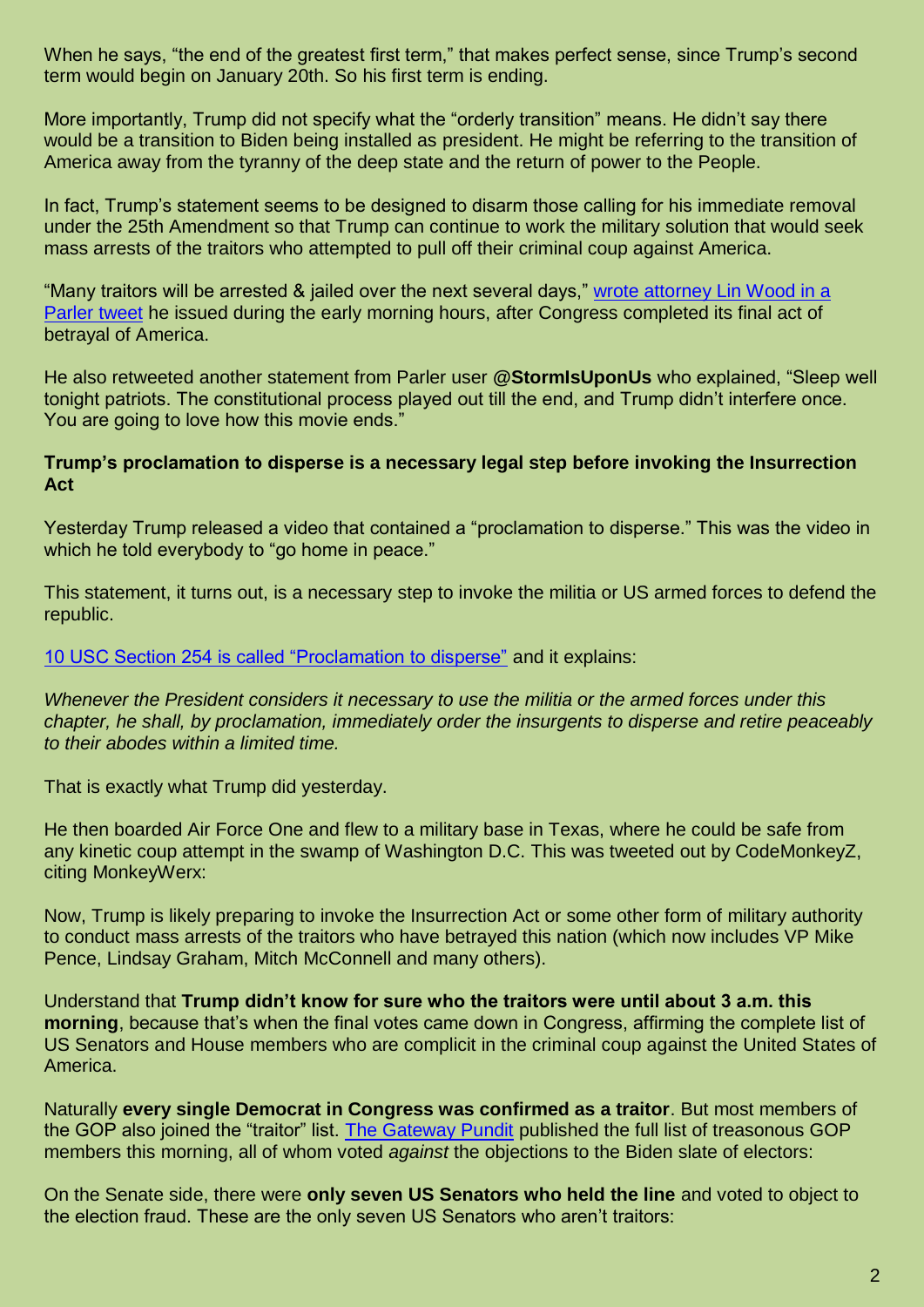When he says, "the end of the greatest first term," that makes perfect sense, since Trump's second term would begin on January 20th. So his first term is ending.

More importantly, Trump did not specify what the "orderly transition" means. He didn't say there would be a transition to Biden being installed as president. He might be referring to the transition of America away from the tyranny of the deep state and the return of power to the People.

In fact, Trump's statement seems to be designed to disarm those calling for his immediate removal under the 25th Amendment so that Trump can continue to work the military solution that would seek mass arrests of the traitors who attempted to pull off their criminal coup against America.

"Many traitors will be arrested & jailed over the next several days," wrote attorney Lin Wood in a Parler tweet he issued during the early morning hours, after Congress completed its final act of betrayal of America.

He also retweeted another statement from Parler user **@StormIsUponUs** who explained, "Sleep well tonight patriots. The constitutional process played out till the end, and Trump didn't interfere once. You are going to love how this movie ends."

**Trump's proclamation to disperse is a necessary legal step before invoking the Insurrection Act**

Yesterday Trump released a video that contained a "proclamation to disperse." This was the video in which he told everybody to "go home in peace."

This statement, it turns out, is a necessary step to invoke the militia or US armed forces to defend the republic.

10 USC Section 254 is called "Proclamation to disperse" and it explains:

*Whenever the President considers it necessary to use the militia or the armed forces under this chapter, he shall, by proclamation, immediately order the insurgents to disperse and retire peaceably to their abodes within a limited time.*

That is exactly what Trump did yesterday.

He then boarded Air Force One and flew to a military base in Texas, where he could be safe from any kinetic coup attempt in the swamp of Washington D.C. This was tweeted out by CodeMonkeyZ, citing MonkeyWerx:

Now, Trump is likely preparing to invoke the Insurrection Act or some other form of military authority to conduct mass arrests of the traitors who have betrayed this nation (which now includes VP Mike Pence, Lindsay Graham, Mitch McConnell and many others).

Understand that **Trump didn't know for sure who the traitors were until about 3 a.m. this morning**, because that's when the final votes came down in Congress, affirming the complete list of US Senators and House members who are complicit in the criminal coup against the United States of America.

Naturally **every single Democrat in Congress was confirmed as a traitor**. But most members of the GOP also joined the "traitor" list. The Gateway Pundit published the full list of treasonous GOP members this morning, all of whom voted *against* the objections to the Biden slate of electors:

On the Senate side, there were **only seven US Senators who held the line** and voted to object to the election fraud. These are the only seven US Senators who aren't traitors: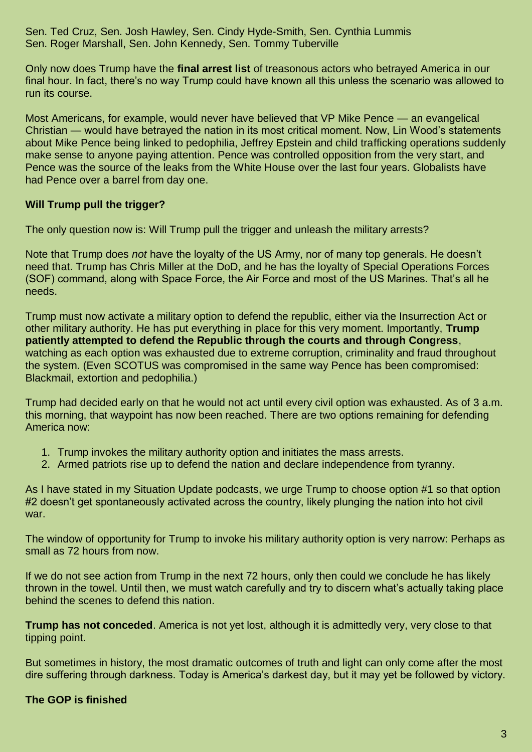Sen. Ted Cruz, Sen. Josh Hawley, Sen. Cindy Hyde-Smith, Sen. Cynthia Lummis
Sen. Roger Marshall, Sen. John Kennedy, Sen. Tommy Tuberville

Only now does Trump have the **final arrest list** of treasonous actors who betrayed America in our final hour. In fact, there's no way Trump could have known all this unless the scenario was allowed to run its course.

Most Americans, for example, would never have believed that VP Mike Pence — an evangelical Christian — would have betrayed the nation in its most critical moment. Now, Lin Wood's statements about Mike Pence being linked to pedophilia, Jeffrey Epstein and child trafficking operations suddenly make sense to anyone paying attention. Pence was controlled opposition from the very start, and Pence was the source of the leaks from the White House over the last four years. Globalists have had Pence over a barrel from day one.

**Will Trump pull the trigger?**

The only question now is: Will Trump pull the trigger and unleash the military arrests?

Note that Trump does *not* have the loyalty of the US Army, nor of many top generals. He doesn't need that. Trump has Chris Miller at the DoD, and he has the loyalty of Special Operations Forces (SOF) command, along with Space Force, the Air Force and most of the US Marines. That's all he needs.

Trump must now activate a military option to defend the republic, either via the Insurrection Act or other military authority. He has put everything in place for this very moment. Importantly, **Trump patiently attempted to defend the Republic through the courts and through Congress**, watching as each option was exhausted due to extreme corruption, criminality and fraud throughout the system. (Even SCOTUS was compromised in the same way Pence has been compromised: Blackmail, extortion and pedophilia.)

Trump had decided early on that he would not act until every civil option was exhausted. As of 3 a.m. this morning, that waypoint has now been reached. There are two options remaining for defending America now:

1. Trump invokes the military authority option and initiates the mass arrests.
2. Armed patriots rise up to defend the nation and declare independence from tyranny.

As I have stated in my Situation Update podcasts, we urge Trump to choose option #1 so that option #2 doesn't get spontaneously activated across the country, likely plunging the nation into hot civil war.

The window of opportunity for Trump to invoke his military authority option is very narrow: Perhaps as small as 72 hours from now.

If we do not see action from Trump in the next 72 hours, only then could we conclude he has likely thrown in the towel. Until then, we must watch carefully and try to discern what's actually taking place behind the scenes to defend this nation.

**Trump has not conceded**. America is not yet lost, although it is admittedly very, very close to that tipping point.

But sometimes in history, the most dramatic outcomes of truth and light can only come after the most dire suffering through darkness. Today is America's darkest day, but it may yet be followed by victory.

**The GOP is finished**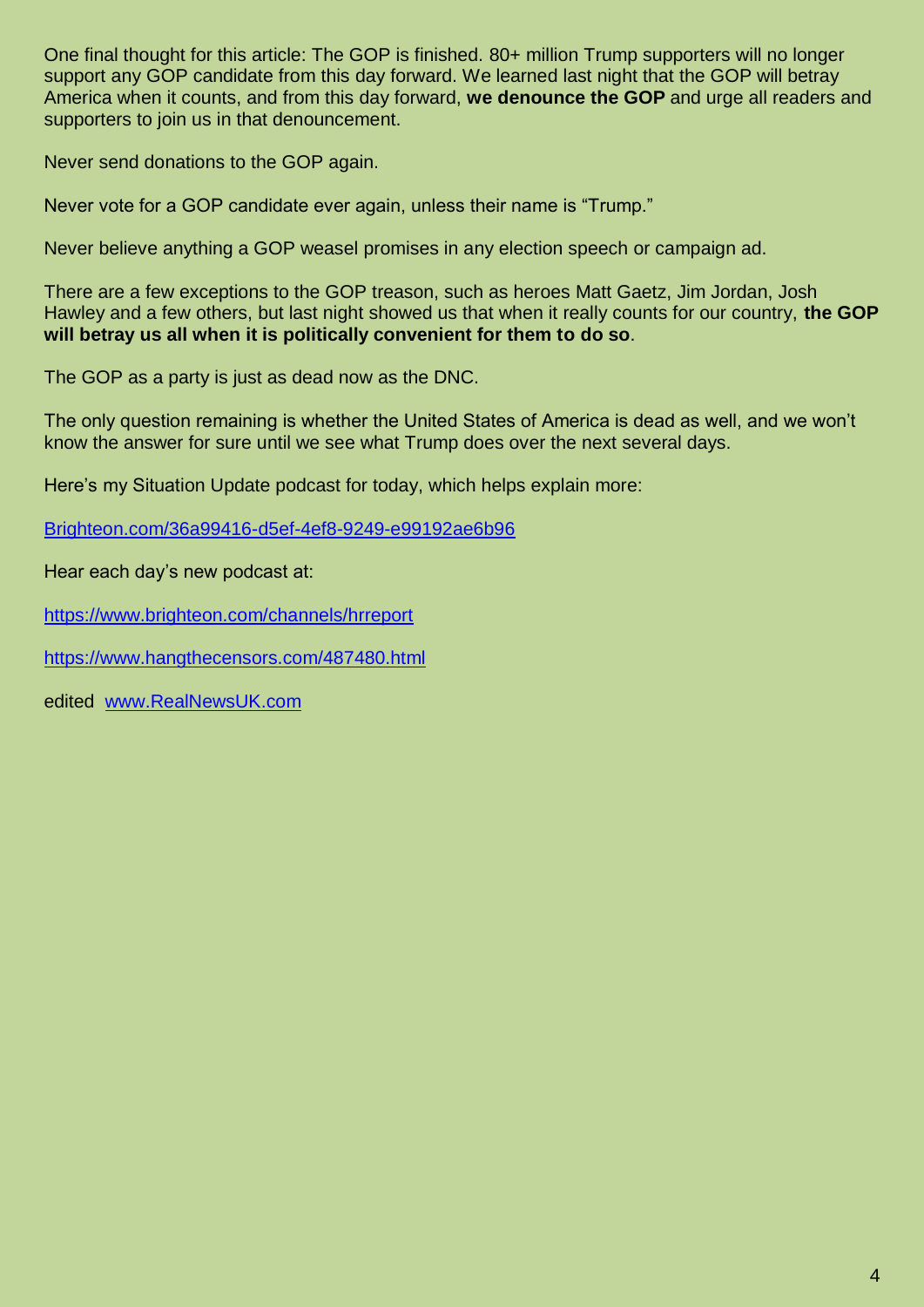One final thought for this article: The GOP is finished. 80+ million Trump supporters will no longer support any GOP candidate from this day forward. We learned last night that the GOP will betray America when it counts, and from this day forward, **we denounce the GOP** and urge all readers and supporters to join us in that denouncement.

Never send donations to the GOP again.

Never vote for a GOP candidate ever again, unless their name is "Trump."

Never believe anything a GOP weasel promises in any election speech or campaign ad.

There are a few exceptions to the GOP treason, such as heroes Matt Gaetz, Jim Jordan, Josh Hawley and a few others, but last night showed us that when it really counts for our country, **the GOP will betray us all when it is politically convenient for them to do so**.

The GOP as a party is just as dead now as the DNC.

The only question remaining is whether the United States of America is dead as well, and we won't know the answer for sure until we see what Trump does over the next several days.

Here's my Situation Update podcast for today, which helps explain more:

[Brighteon.com/36a99416-d5ef-4ef8-9249-e99192ae6b96](Brighteon.com/36a99416-d5ef-4ef8-9249-e99192ae6b96)

Hear each day's new podcast at:

[https://www.brighteon.com/channels/hrreport](https://www.brighteon.com/channels/hrreport)

[https://www.hangthecensors.com/487480.html](https://www.hangthecensors.com/487480.html)

edited [www.RealNewsUK.com](www.RealNewsUK.com)